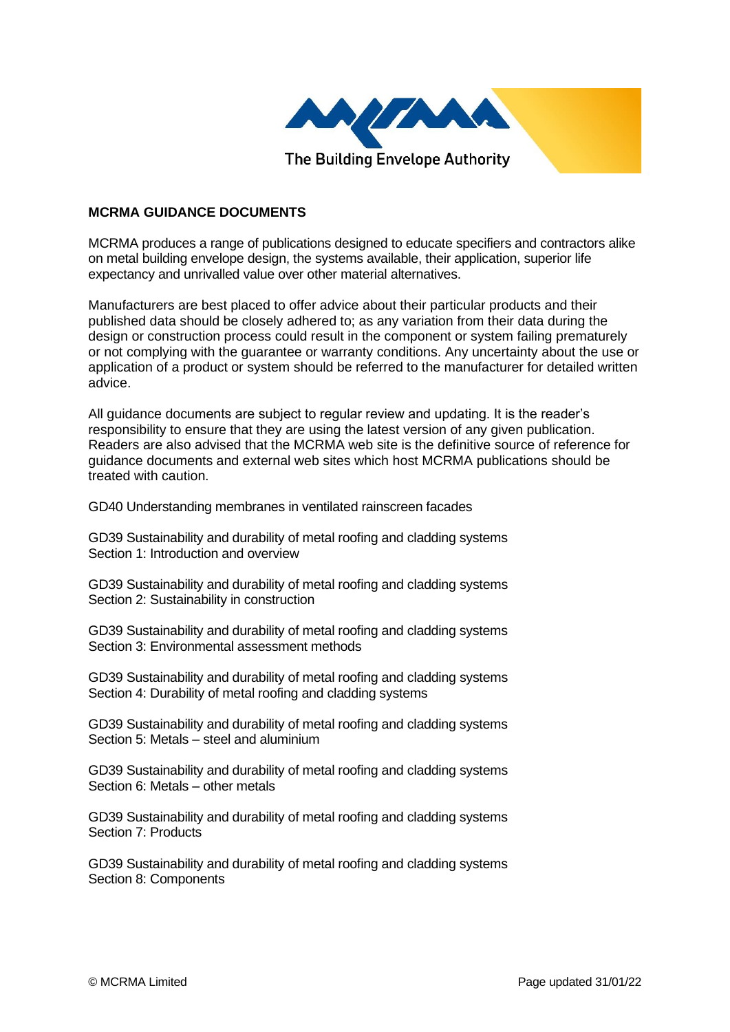The Building Envelope Authority

**MCRMA GUIDANCE DOCUMENTS**

MCRMA produces a range of publications designed to educate specifiers and contractors alike on metal building envelope design, the systems available, their application, superior life expectancy and unrivalled value over other material alternatives.

Manufacturers are best placed to offer advice about their particular products and their published data should be closely adhered to; as any variation from their data during the design or construction process could result in the component or system failing prematurely or not complying with the guarantee or warranty conditions. Any uncertainty about the use or application of a product or system should be referred to the manufacturer for detailed written advice.

All guidance documents are subject to regular review and updating. It is the reader's responsibility to ensure that they are using the latest version of any given publication. Readers are also advised that the MCRMA web site is the definitive source of reference for guidance documents and external web sites which host MCRMA publications should be treated with caution.

GD40 Understanding membranes in ventilated rainscreen facades

GD39 Sustainability and durability of metal roofing and cladding systems
Section 1: Introduction and overview

GD39 Sustainability and durability of metal roofing and cladding systems
Section 2: Sustainability in construction

GD39 Sustainability and durability of metal roofing and cladding systems
Section 3: Environmental assessment methods

GD39 Sustainability and durability of metal roofing and cladding systems
Section 4: Durability of metal roofing and cladding systems

GD39 Sustainability and durability of metal roofing and cladding systems
Section 5: Metals – steel and aluminium

GD39 Sustainability and durability of metal roofing and cladding systems
Section 6: Metals – other metals

GD39 Sustainability and durability of metal roofing and cladding systems
Section 7: Products

GD39 Sustainability and durability of metal roofing and cladding systems
Section 8: Components

© MCRMA Limited

Page updated 31/01/22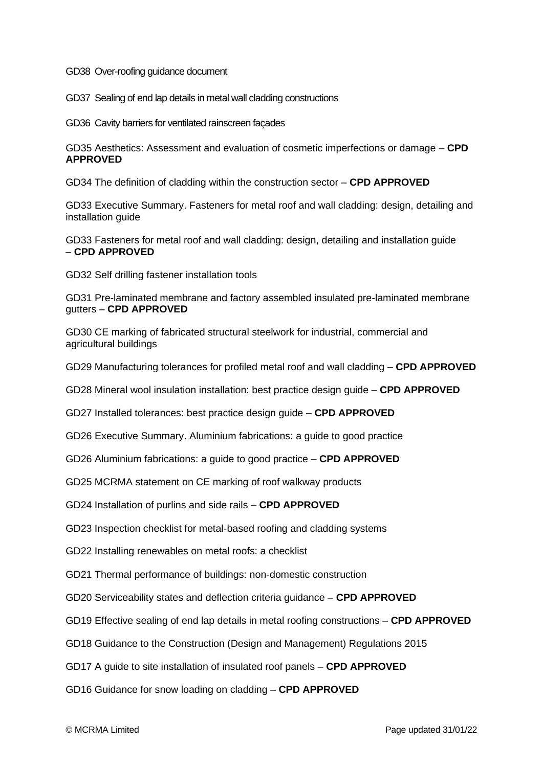GD38 Over-roofing guidance document

GD37 Sealing of end lap details in metal wall cladding constructions

GD36 Cavity barriers for ventilated rainscreen façades

GD35 Aesthetics: Assessment and evaluation of cosmetic imperfections or damage – **CPD APPROVED**

GD34 The definition of cladding within the construction sector – **CPD APPROVED**

GD33 Executive Summary. Fasteners for metal roof and wall cladding: design, detailing and installation guide

GD33 Fasteners for metal roof and wall cladding: design, detailing and installation guide – **CPD APPROVED**

GD32 Self drilling fastener installation tools

GD31 Pre-laminated membrane and factory assembled insulated pre-laminated membrane gutters – **CPD APPROVED**

GD30 CE marking of fabricated structural steelwork for industrial, commercial and agricultural buildings

GD29 Manufacturing tolerances for profiled metal roof and wall cladding – **CPD APPROVED**

GD28 Mineral wool insulation installation: best practice design guide – **CPD APPROVED**

GD27 Installed tolerances: best practice design guide – **CPD APPROVED**

GD26 Executive Summary. Aluminium fabrications: a guide to good practice

GD26 Aluminium fabrications: a guide to good practice – **CPD APPROVED**

GD25 MCRMA statement on CE marking of roof walkway products

GD24 Installation of purlins and side rails – **CPD APPROVED**

GD23 Inspection checklist for metal-based roofing and cladding systems

GD22 Installing renewables on metal roofs: a checklist

GD21 Thermal performance of buildings: non-domestic construction

GD20 Serviceability states and deflection criteria guidance – **CPD APPROVED**

GD19 Effective sealing of end lap details in metal roofing constructions – **CPD APPROVED**

GD18 Guidance to the Construction (Design and Management) Regulations 2015

GD17 A guide to site installation of insulated roof panels – **CPD APPROVED**

GD16 Guidance for snow loading on cladding – **CPD APPROVED**

© MCRMA Limited Page updated 31/01/22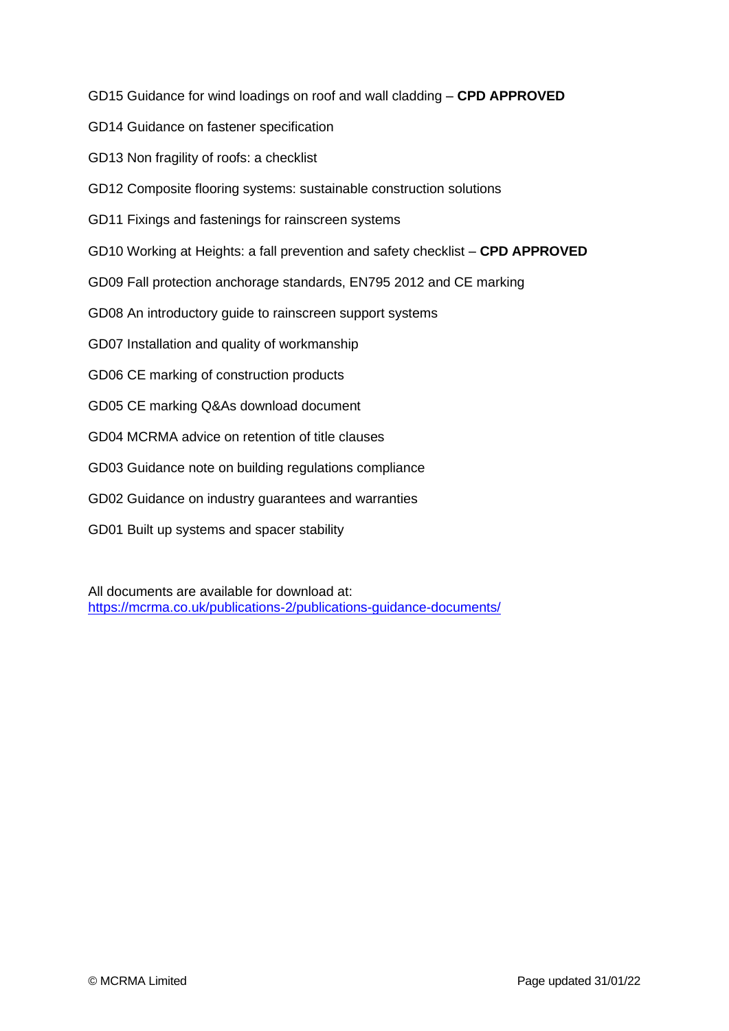GD15 Guidance for wind loadings on roof and wall cladding – **CPD APPROVED**

GD14 Guidance on fastener specification

GD13 Non fragility of roofs: a checklist

GD12 Composite flooring systems: sustainable construction solutions

GD11 Fixings and fastenings for rainscreen systems

GD10 Working at Heights: a fall prevention and safety checklist – **CPD APPROVED**

GD09 Fall protection anchorage standards, EN795 2012 and CE marking

GD08 An introductory guide to rainscreen support systems

GD07 Installation and quality of workmanship

GD06 CE marking of construction products

GD05 CE marking Q&As download document

GD04 MCRMA advice on retention of title clauses

GD03 Guidance note on building regulations compliance

GD02 Guidance on industry guarantees and warranties

GD01 Built up systems and spacer stability

All documents are available for download at:
https://mcrma.co.uk/publications-2/publications-guidance-documents/

© MCRMA Limited

Page updated 31/01/22